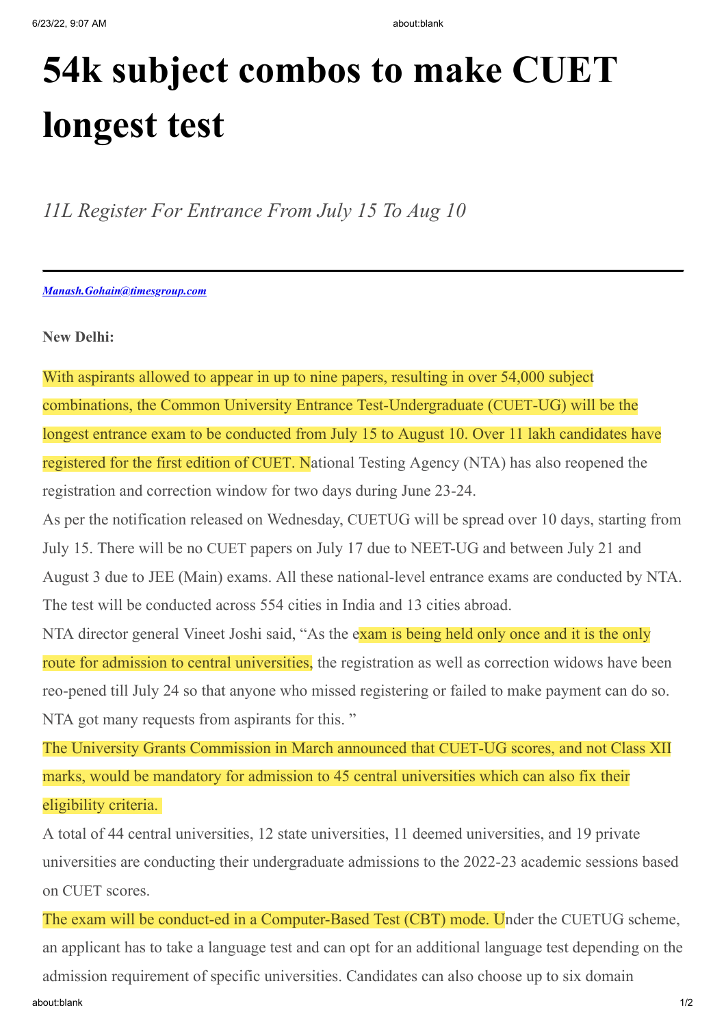# 54k subject combos to make CUET longest test

*11L Register For Entrance From July 15 To Aug 10*

---

***Manash.Gohain@timesgroup.com***

**New Delhi:**

With aspirants allowed to appear in up to nine papers, resulting in over 54,000 subject combinations, the Common University Entrance Test-Undergraduate (CUET-UG) will be the longest entrance exam to be conducted from July 15 to August 10. Over 11 lakh candidates have registered for the first edition of CUET. National Testing Agency (NTA) has also reopened the registration and correction window for two days during June 23-24.

As per the notification released on Wednesday, CUETUG will be spread over 10 days, starting from July 15. There will be no CUET papers on July 17 due to NEET-UG and between July 21 and August 3 due to JEE (Main) exams. All these national-level entrance exams are conducted by NTA. The test will be conducted across 554 cities in India and 13 cities abroad.

NTA director general Vineet Joshi said, "As the exam is being held only once and it is the only route for admission to central universities, the registration as well as correction widows have been reo-pened till July 24 so that anyone who missed registering or failed to make payment can do so. NTA got many requests from aspirants for this. "

The University Grants Commission in March announced that CUET-UG scores, and not Class XII marks, would be mandatory for admission to 45 central universities which can also fix their eligibility criteria.

A total of 44 central universities, 12 state universities, 11 deemed universities, and 19 private universities are conducting their undergraduate admissions to the 2022-23 academic sessions based on CUET scores.

The exam will be conduct-ed in a Computer-Based Test (CBT) mode. Under the CUETUG scheme, an applicant has to take a language test and can opt for an additional language test depending on the admission requirement of specific universities. Candidates can also choose up to six domain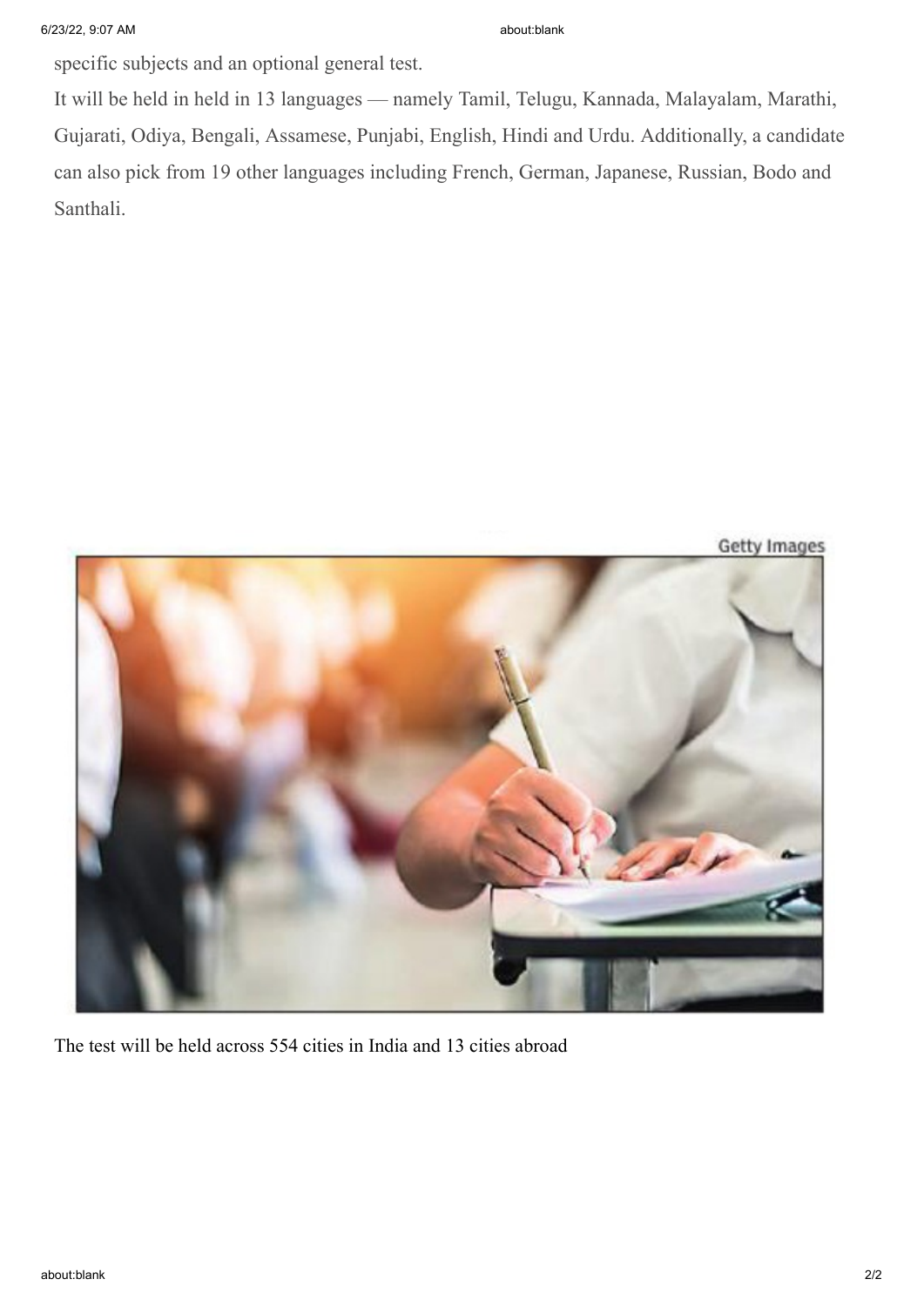specific subjects and an optional general test.

It will be held in held in 13 languages — namely Tamil, Telugu, Kannada, Malayalam, Marathi, Gujarati, Odiya, Bengali, Assamese, Punjabi, English, Hindi and Urdu. Additionally, a candidate can also pick from 19 other languages including French, German, Japanese, Russian, Bodo and Santhali.

The test will be held across 554 cities in India and 13 cities abroad